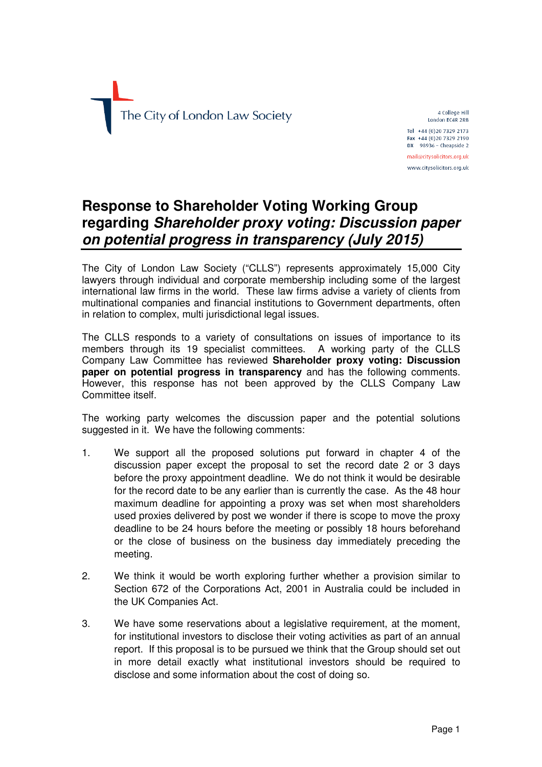The City of London Law Society

4 College Hill
London EC4R 2RB

Tel +44 (0)20 7329 2173
Fax +44 (0)20 7329 2190
DX 98936 – Cheapside 2

mail@citysolicitors.org.uk
www.citysolicitors.org.uk

# Response to Shareholder Voting Working Group regarding *Shareholder proxy voting: Discussion paper on potential progress in transparency (July 2015)*

The City of London Law Society ("CLLS") represents approximately 15,000 City lawyers through individual and corporate membership including some of the largest international law firms in the world. These law firms advise a variety of clients from multinational companies and financial institutions to Government departments, often in relation to complex, multi jurisdictional legal issues.

The CLLS responds to a variety of consultations on issues of importance to its members through its 19 specialist committees. A working party of the CLLS Company Law Committee has reviewed **Shareholder proxy voting: Discussion paper on potential progress in transparency** and has the following comments. However, this response has not been approved by the CLLS Company Law Committee itself.

The working party welcomes the discussion paper and the potential solutions suggested in it. We have the following comments:

1. We support all the proposed solutions put forward in chapter 4 of the discussion paper except the proposal to set the record date 2 or 3 days before the proxy appointment deadline. We do not think it would be desirable for the record date to be any earlier than is currently the case. As the 48 hour maximum deadline for appointing a proxy was set when most shareholders used proxies delivered by post we wonder if there is scope to move the proxy deadline to be 24 hours before the meeting or possibly 18 hours beforehand or the close of business on the business day immediately preceding the meeting.

2. We think it would be worth exploring further whether a provision similar to Section 672 of the Corporations Act, 2001 in Australia could be included in the UK Companies Act.

3. We have some reservations about a legislative requirement, at the moment, for institutional investors to disclose their voting activities as part of an annual report. If this proposal is to be pursued we think that the Group should set out in more detail exactly what institutional investors should be required to disclose and some information about the cost of doing so.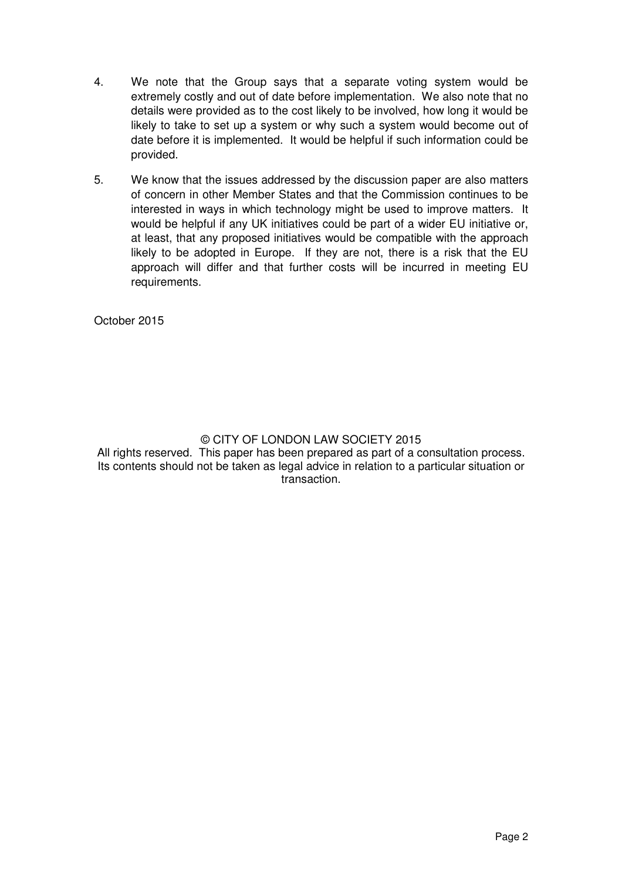4. We note that the Group says that a separate voting system would be extremely costly and out of date before implementation. We also note that no details were provided as to the cost likely to be involved, how long it would be likely to take to set up a system or why such a system would become out of date before it is implemented. It would be helpful if such information could be provided.

5. We know that the issues addressed by the discussion paper are also matters of concern in other Member States and that the Commission continues to be interested in ways in which technology might be used to improve matters. It would be helpful if any UK initiatives could be part of a wider EU initiative or, at least, that any proposed initiatives would be compatible with the approach likely to be adopted in Europe. If they are not, there is a risk that the EU approach will differ and that further costs will be incurred in meeting EU requirements.

October 2015

© CITY OF LONDON LAW SOCIETY 2015
All rights reserved. This paper has been prepared as part of a consultation process. Its contents should not be taken as legal advice in relation to a particular situation or transaction.